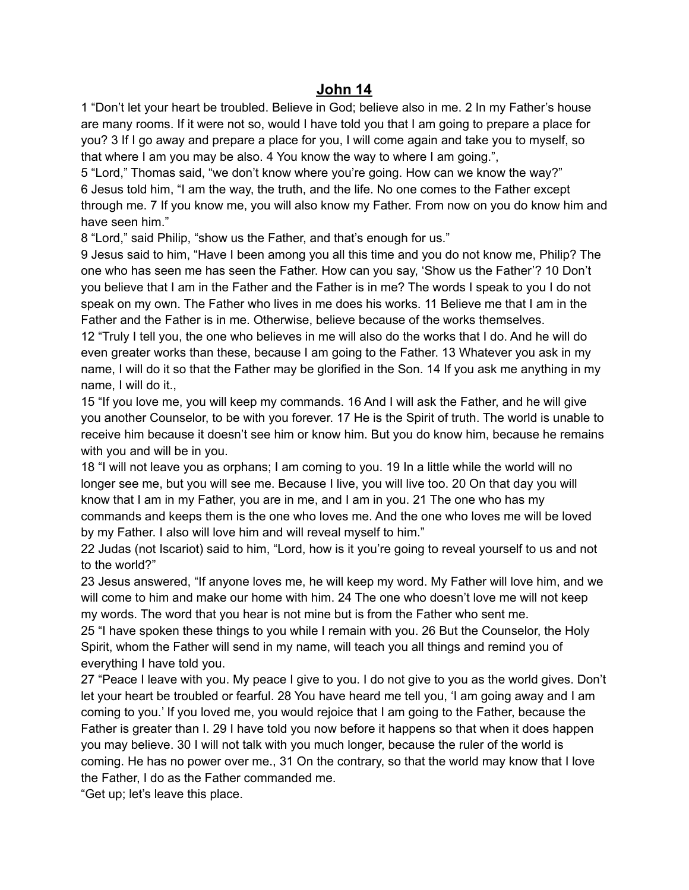# John 14

1 "Don't let your heart be troubled. Believe in God; believe also in me. 2 In my Father's house are many rooms. If it were not so, would I have told you that I am going to prepare a place for you? 3 If I go away and prepare a place for you, I will come again and take you to myself, so that where I am you may be also. 4 You know the way to where I am going.",

5 "Lord," Thomas said, "we don't know where you're going. How can we know the way?"

6 Jesus told him, "I am the way, the truth, and the life. No one comes to the Father except through me. 7 If you know me, you will also know my Father. From now on you do know him and have seen him."

8 "Lord," said Philip, "show us the Father, and that's enough for us."

9 Jesus said to him, "Have I been among you all this time and you do not know me, Philip? The one who has seen me has seen the Father. How can you say, 'Show us the Father'? 10 Don't you believe that I am in the Father and the Father is in me? The words I speak to you I do not speak on my own. The Father who lives in me does his works. 11 Believe me that I am in the Father and the Father is in me. Otherwise, believe because of the works themselves.

12 "Truly I tell you, the one who believes in me will also do the works that I do. And he will do even greater works than these, because I am going to the Father. 13 Whatever you ask in my name, I will do it so that the Father may be glorified in the Son. 14 If you ask me anything in my name, I will do it.,

15 "If you love me, you will keep my commands. 16 And I will ask the Father, and he will give you another Counselor, to be with you forever. 17 He is the Spirit of truth. The world is unable to receive him because it doesn't see him or know him. But you do know him, because he remains with you and will be in you.

18 "I will not leave you as orphans; I am coming to you. 19 In a little while the world will no longer see me, but you will see me. Because I live, you will live too. 20 On that day you will know that I am in my Father, you are in me, and I am in you. 21 The one who has my commands and keeps them is the one who loves me. And the one who loves me will be loved by my Father. I also will love him and will reveal myself to him."

22 Judas (not Iscariot) said to him, "Lord, how is it you're going to reveal yourself to us and not to the world?"

23 Jesus answered, "If anyone loves me, he will keep my word. My Father will love him, and we will come to him and make our home with him. 24 The one who doesn't love me will not keep my words. The word that you hear is not mine but is from the Father who sent me.

25 "I have spoken these things to you while I remain with you. 26 But the Counselor, the Holy Spirit, whom the Father will send in my name, will teach you all things and remind you of everything I have told you.

27 "Peace I leave with you. My peace I give to you. I do not give to you as the world gives. Don't let your heart be troubled or fearful. 28 You have heard me tell you, 'I am going away and I am coming to you.' If you loved me, you would rejoice that I am going to the Father, because the Father is greater than I. 29 I have told you now before it happens so that when it does happen you may believe. 30 I will not talk with you much longer, because the ruler of the world is coming. He has no power over me., 31 On the contrary, so that the world may know that I love the Father, I do as the Father commanded me.

"Get up; let's leave this place.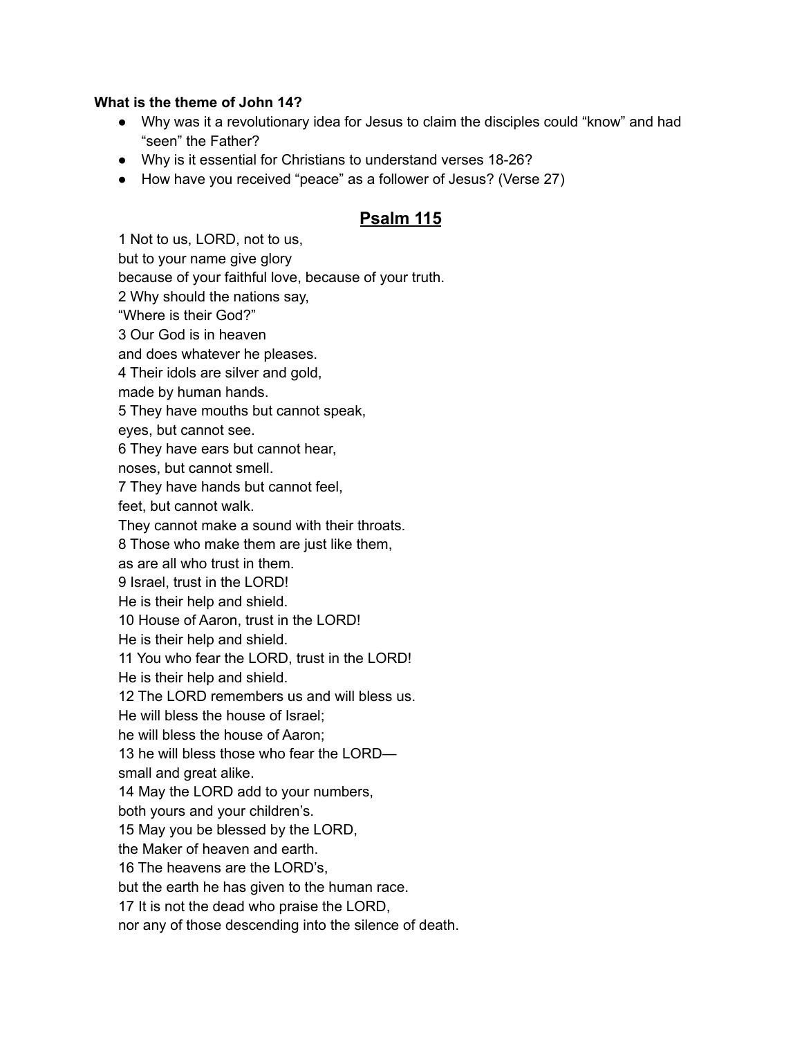**What is the theme of John 14?**

- Why was it a revolutionary idea for Jesus to claim the disciples could "know" and had "seen" the Father?
- Why is it essential for Christians to understand verses 18-26?
- How have you received "peace" as a follower of Jesus? (Verse 27)

## Psalm 115

1 Not to us, LORD, not to us,
but to your name give glory
because of your faithful love, because of your truth.
2 Why should the nations say,
"Where is their God?"
3 Our God is in heaven
and does whatever he pleases.
4 Their idols are silver and gold,
made by human hands.
5 They have mouths but cannot speak,
eyes, but cannot see.
6 They have ears but cannot hear,
noses, but cannot smell.
7 They have hands but cannot feel,
feet, but cannot walk.
They cannot make a sound with their throats.
8 Those who make them are just like them,
as are all who trust in them.
9 Israel, trust in the LORD!
He is their help and shield.
10 House of Aaron, trust in the LORD!
He is their help and shield.
11 You who fear the LORD, trust in the LORD!
He is their help and shield.
12 The LORD remembers us and will bless us.
He will bless the house of Israel;
he will bless the house of Aaron;
13 he will bless those who fear the LORD—
small and great alike.
14 May the LORD add to your numbers,
both yours and your children's.
15 May you be blessed by the LORD,
the Maker of heaven and earth.
16 The heavens are the LORD's,
but the earth he has given to the human race.
17 It is not the dead who praise the LORD,
nor any of those descending into the silence of death.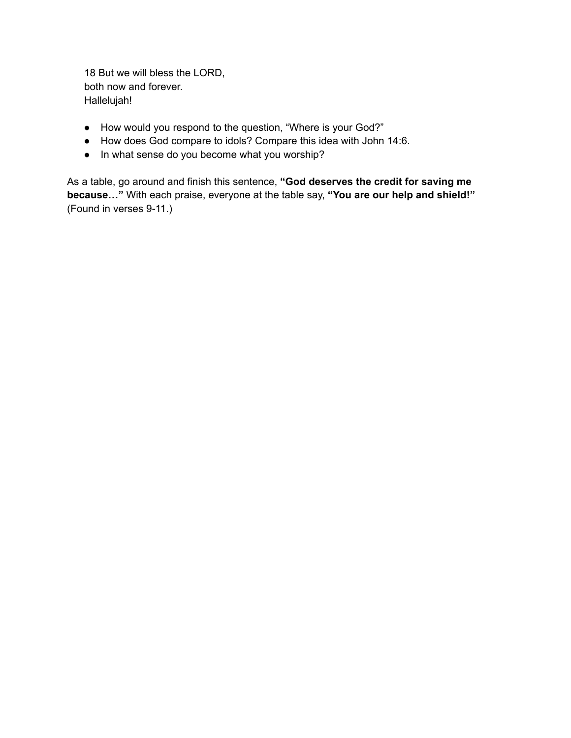18 But we will bless the LORD,
both now and forever.
Hallelujah!

- How would you respond to the question, “Where is your God?”
- How does God compare to idols? Compare this idea with John 14:6.
- In what sense do you become what you worship?

As a table, go around and finish this sentence, **“God deserves the credit for saving me because…”** With each praise, everyone at the table say, **“You are our help and shield!”** (Found in verses 9-11.)